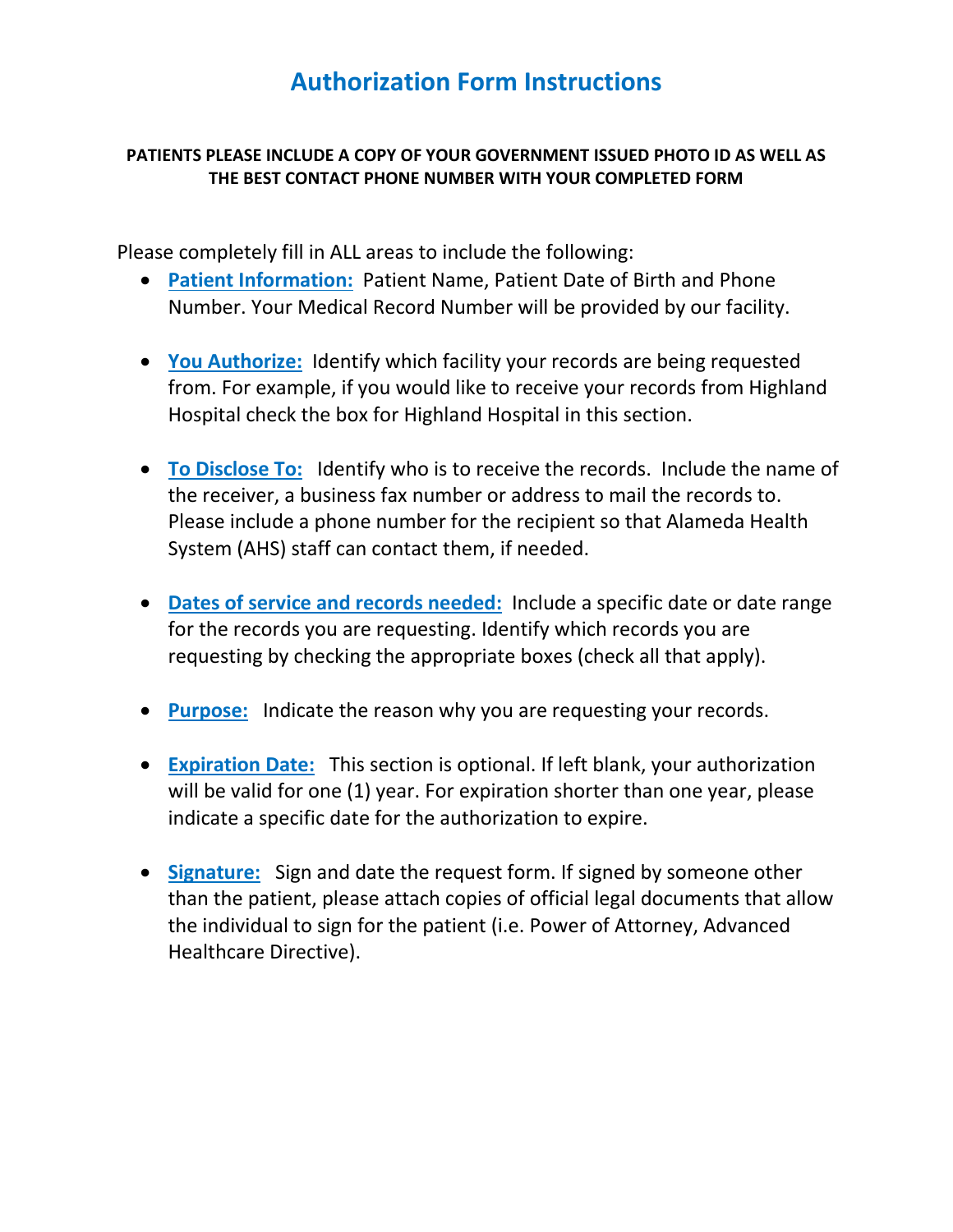# Authorization Form Instructions

**PATIENTS PLEASE INCLUDE A COPY OF YOUR GOVERNMENT ISSUED PHOTO ID AS WELL AS THE BEST CONTACT PHONE NUMBER WITH YOUR COMPLETED FORM**

Please completely fill in ALL areas to include the following:

- **Patient Information:** Patient Name, Patient Date of Birth and Phone Number. Your Medical Record Number will be provided by our facility.

- **You Authorize:** Identify which facility your records are being requested from. For example, if you would like to receive your records from Highland Hospital check the box for Highland Hospital in this section.

- **To Disclose To:** Identify who is to receive the records. Include the name of the receiver, a business fax number or address to mail the records to. Please include a phone number for the recipient so that Alameda Health System (AHS) staff can contact them, if needed.

- **Dates of service and records needed:** Include a specific date or date range for the records you are requesting. Identify which records you are requesting by checking the appropriate boxes (check all that apply).

- **Purpose:** Indicate the reason why you are requesting your records.

- **Expiration Date:** This section is optional. If left blank, your authorization will be valid for one (1) year. For expiration shorter than one year, please indicate a specific date for the authorization to expire.

- **Signature:** Sign and date the request form. If signed by someone other than the patient, please attach copies of official legal documents that allow the individual to sign for the patient (i.e. Power of Attorney, Advanced Healthcare Directive).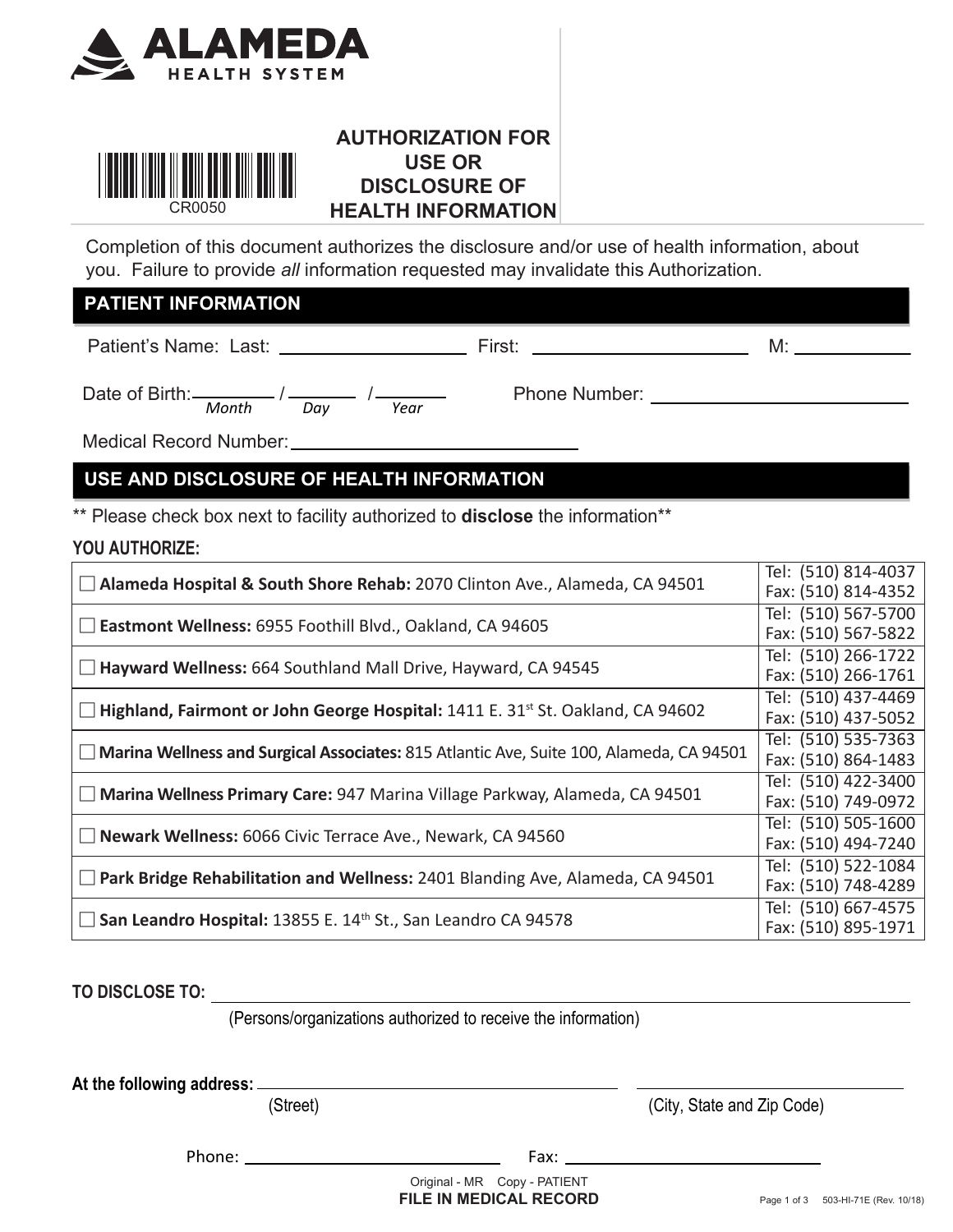**ALAMEDA HEALTH SYSTEM**

CR0050

# AUTHORIZATION FOR USE OR DISCLOSURE OF HEALTH INFORMATION

Completion of this document authorizes the disclosure and/or use of health information, about you. Failure to provide *all* information requested may invalidate this Authorization.

## PATIENT INFORMATION

Patient's Name: Last: ____________________ First: ____________________ M: __________

Date of Birth: ________ / ________ / ________ Phone Number: ____________________
(Month / Day / Year)

Medical Record Number: ____________________

## USE AND DISCLOSURE OF HEALTH INFORMATION

** Please check box next to facility authorized to **disclose** the information**

**YOU AUTHORIZE:**

| Facility | Contact |
|---|---|
| ☐ **Alameda Hospital & South Shore Rehab:** 2070 Clinton Ave., Alameda, CA 94501 | Tel: (510) 814-4037<br>Fax: (510) 814-4352 |
| ☐ **Eastmont Wellness:** 6955 Foothill Blvd., Oakland, CA 94605 | Tel: (510) 567-5700<br>Fax: (510) 567-5822 |
| ☐ **Hayward Wellness:** 664 Southland Mall Drive, Hayward, CA 94545 | Tel: (510) 266-1722<br>Fax: (510) 266-1761 |
| ☐ **Highland, Fairmont or John George Hospital:** 1411 E. 31st St. Oakland, CA 94602 | Tel: (510) 437-4469<br>Fax: (510) 437-5052 |
| ☐ **Marina Wellness and Surgical Associates:** 815 Atlantic Ave, Suite 100, Alameda, CA 94501 | Tel: (510) 535-7363<br>Fax: (510) 864-1483 |
| ☐ **Marina Wellness Primary Care:** 947 Marina Village Parkway, Alameda, CA 94501 | Tel: (510) 422-3400<br>Fax: (510) 749-0972 |
| ☐ **Newark Wellness:** 6066 Civic Terrace Ave., Newark, CA 94560 | Tel: (510) 505-1600<br>Fax: (510) 494-7240 |
| ☐ **Park Bridge Rehabilitation and Wellness:** 2401 Blanding Ave, Alameda, CA 94501 | Tel: (510) 522-1084<br>Fax: (510) 748-4289 |
| ☐ **San Leandro Hospital:** 13855 E. 14th St., San Leandro CA 94578 | Tel: (510) 667-4575<br>Fax: (510) 895-1971 |

**TO DISCLOSE TO:** ________________________________________
(Persons/organizations authorized to receive the information)

**At the following address:** ____________________ ____________________
(Street) (City, State and Zip Code)

Phone: ____________________ Fax: ____________________

Original - MR Copy - PATIENT

**FILE IN MEDICAL RECORD**

503-HI-71E (Rev. 10/18)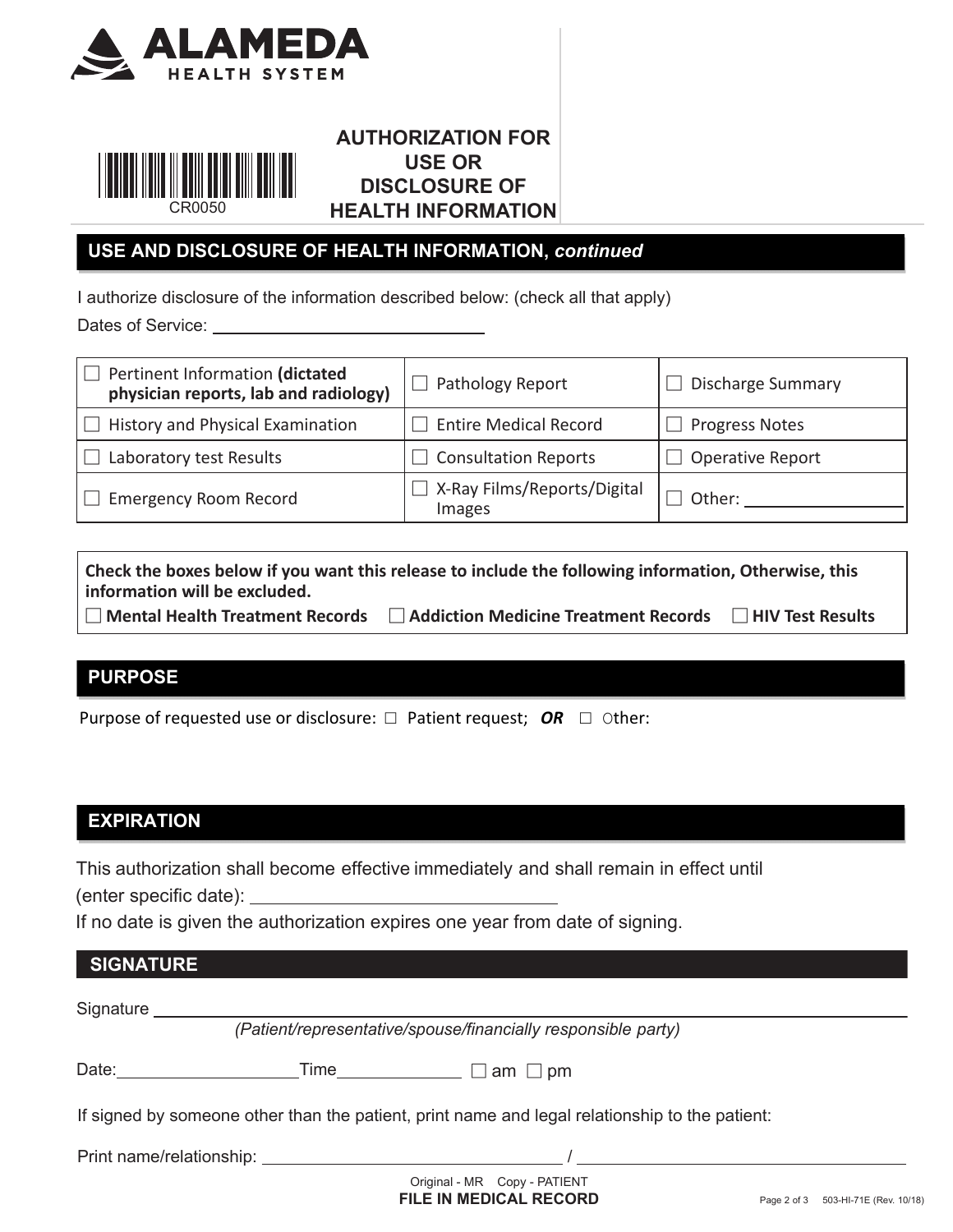# ALAMEDA HEALTH SYSTEM

CR0050

## AUTHORIZATION FOR USE OR DISCLOSURE OF HEALTH INFORMATION

## USE AND DISCLOSURE OF HEALTH INFORMATION, *continued*

I authorize disclosure of the information described below: (check all that apply)

Dates of Service: ______________________________

| | | |
|---|---|---|
| ☐ Pertinent Information **(dictated physician reports, lab and radiology)** | ☐ Pathology Report | ☐ Discharge Summary |
| ☐ History and Physical Examination | ☐ Entire Medical Record | ☐ Progress Notes |
| ☐ Laboratory test Results | ☐ Consultation Reports | ☐ Operative Report |
| ☐ Emergency Room Record | ☐ X-Ray Films/Reports/Digital Images | ☐ Other: ________________ |

**Check the boxes below if you want this release to include the following information, Otherwise, this information will be excluded.**

**☐ Mental Health Treatment Records ☐ Addiction Medicine Treatment Records ☐ HIV Test Results**

## PURPOSE

Purpose of requested use or disclosure: ☐ Patient request; ***OR*** ☐ Other:

## EXPIRATION

This authorization shall become effective immediately and shall remain in effect until (enter specific date): ______________________________

If no date is given the authorization expires one year from date of signing.

## SIGNATURE

Signature ____________________________________________________________

*(Patient/representative/spouse/financially responsible party)*

Date:____________________Time______________ ☐ am ☐ pm

If signed by someone other than the patient, print name and legal relationship to the patient:

Print name/relationship: ______________________________ / ______________________________

Original - MR Copy - PATIENT

**FILE IN MEDICAL RECORD**

503-HI-71E (Rev. 10/18)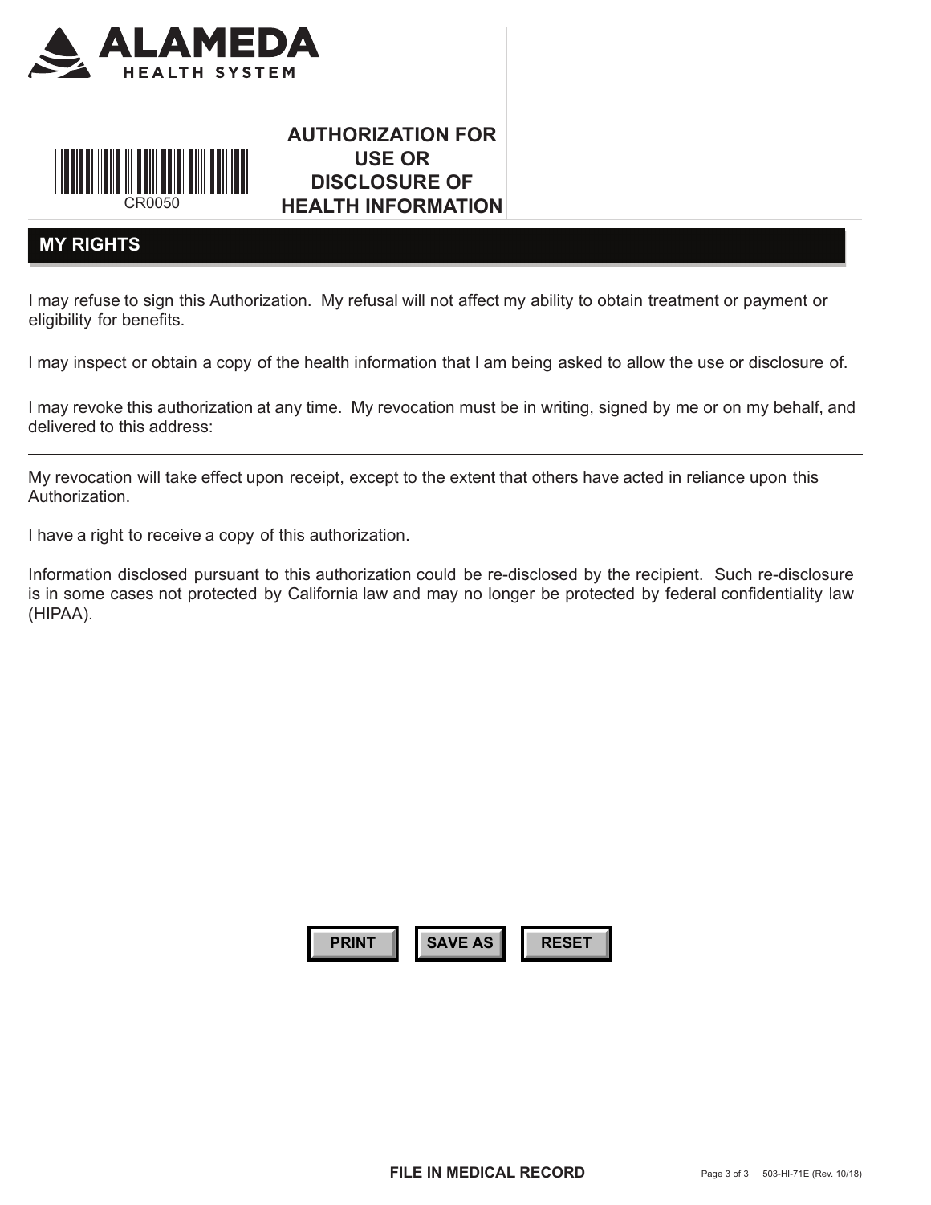# AUTHORIZATION FOR USE OR DISCLOSURE OF HEALTH INFORMATION

CR0050

## MY RIGHTS

I may refuse to sign this Authorization. My refusal will not affect my ability to obtain treatment or payment or eligibility for benefits.

I may inspect or obtain a copy of the health information that I am being asked to allow the use or disclosure of.

I may revoke this authorization at any time. My revocation must be in writing, signed by me or on my behalf, and delivered to this address:

---

My revocation will take effect upon receipt, except to the extent that others have acted in reliance upon this Authorization.

I have a right to receive a copy of this authorization.

Information disclosed pursuant to this authorization could be re-disclosed by the recipient. Such re-disclosure is in some cases not protected by California law and may no longer be protected by federal confidentiality law (HIPAA).

PRINT SAVE AS RESET

**FILE IN MEDICAL RECORD**

503-HI-71E (Rev. 10/18)